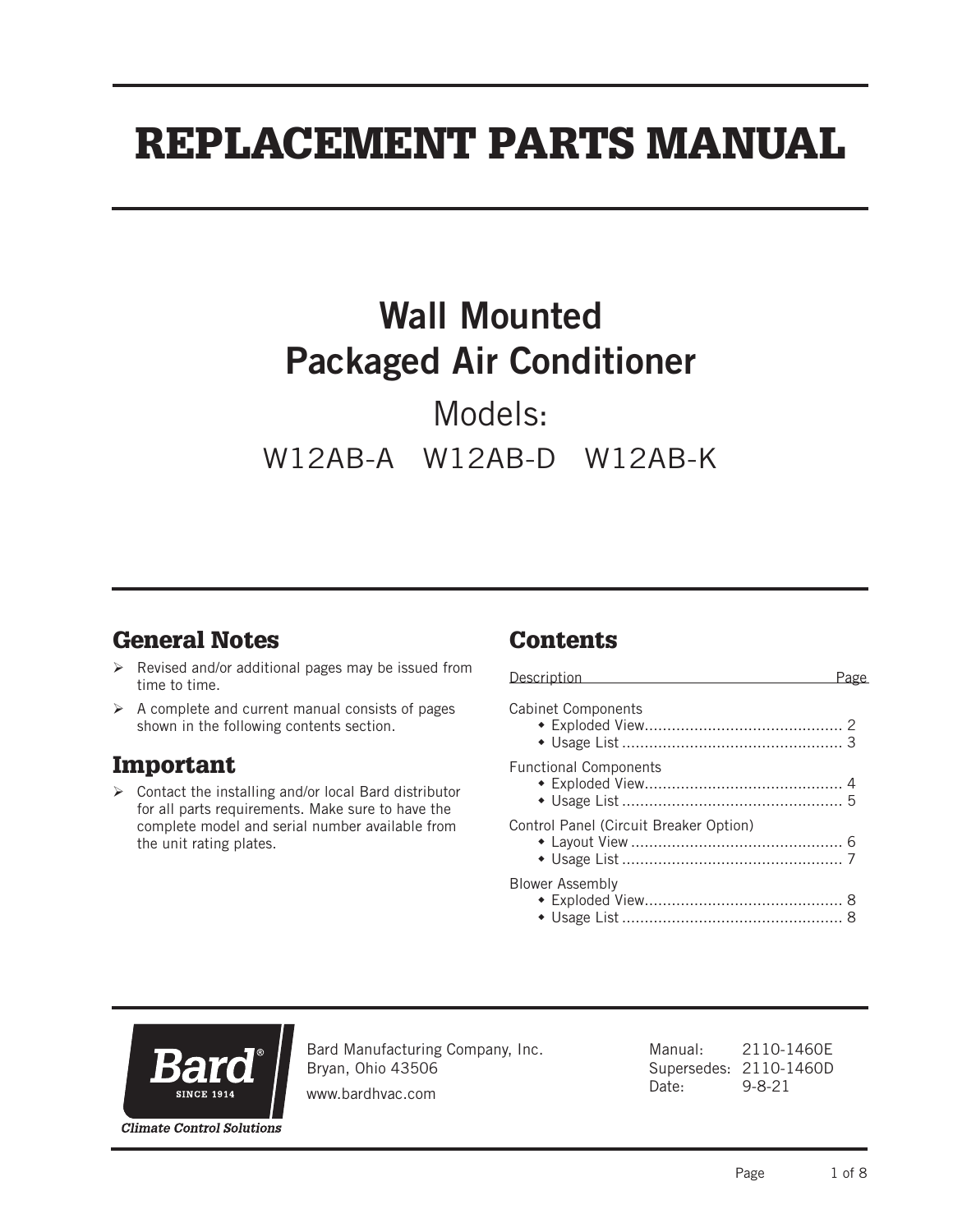# REPLACEMENT PARTS MANUAL

## Wall Mounted Packaged Air Conditioner

Models:

W12AB-A W12AB-D W12AB-K

### General Notes

- Revised and/or additional pages may be issued from time to time.
- A complete and current manual consists of pages shown in the following contents section.

### Important

- Contact the installing and/or local Bard distributor for all parts requirements. Make sure to have the complete model and serial number available from the unit rating plates.

### Contents

| Description | Page |
|---|---|
| **Cabinet Components** | |
| ◆ Exploded View | 2 |
| ◆ Usage List | 3 |
| **Functional Components** | |
| ◆ Exploded View | 4 |
| ◆ Usage List | 5 |
| **Control Panel (Circuit Breaker Option)** | |
| ◆ Layout View | 6 |
| ◆ Usage List | 7 |
| **Blower Assembly** | |
| ◆ Exploded View | 8 |
| ◆ Usage List | 8 |

Bard® SINCE 1914

*Climate Control Solutions*

Bard Manufacturing Company, Inc.
Bryan, Ohio 43506
www.bardhvac.com

Manual: 2110-1460E
Supersedes: 2110-1460D
Date: 9-8-21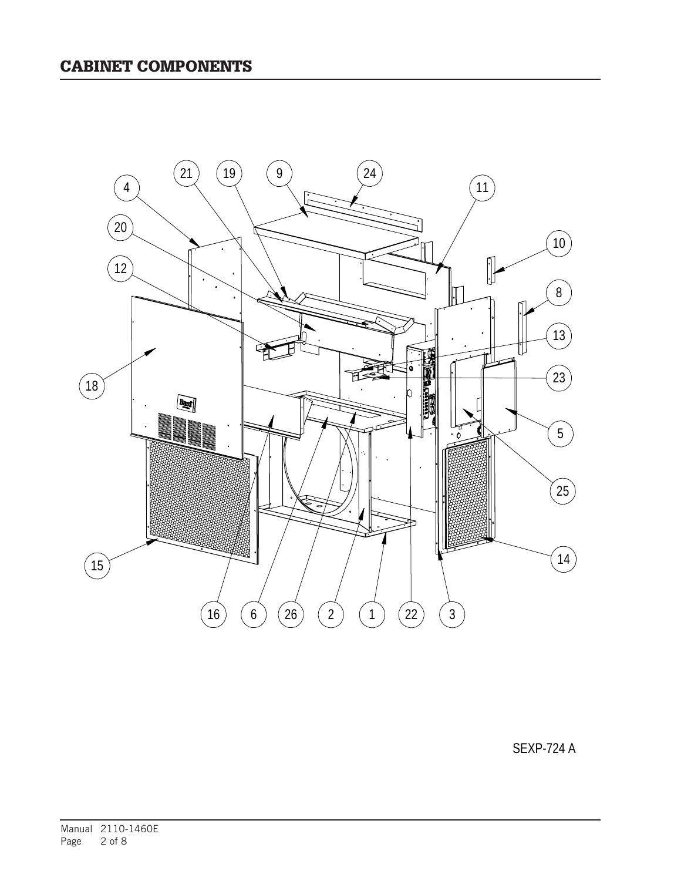## CABINET COMPONENTS

SEXP-724 A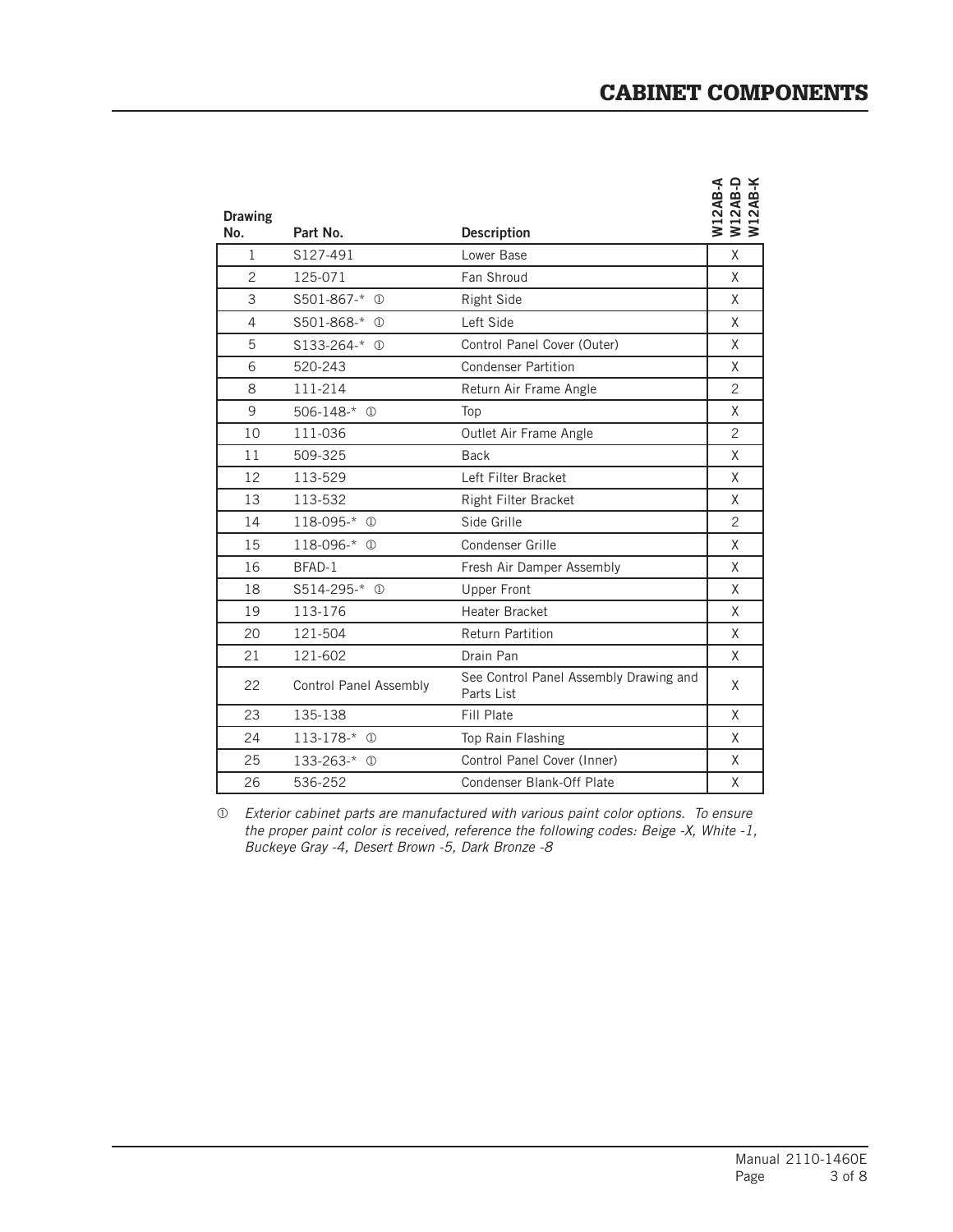# CABINET COMPONENTS

| Drawing No. | Part No. | Description | W12AB-A W12AB-D W12AB-K |
|---|---|---|---|
| 1 | S127-491 | Lower Base | X |
| 2 | 125-071 | Fan Shroud | X |
| 3 | S501-867-* ① | Right Side | X |
| 4 | S501-868-* ① | Left Side | X |
| 5 | S133-264-* ① | Control Panel Cover (Outer) | X |
| 6 | 520-243 | Condenser Partition | X |
| 8 | 111-214 | Return Air Frame Angle | 2 |
| 9 | 506-148-* ① | Top | X |
| 10 | 111-036 | Outlet Air Frame Angle | 2 |
| 11 | 509-325 | Back | X |
| 12 | 113-529 | Left Filter Bracket | X |
| 13 | 113-532 | Right Filter Bracket | X |
| 14 | 118-095-* ① | Side Grille | 2 |
| 15 | 118-096-* ① | Condenser Grille | X |
| 16 | BFAD-1 | Fresh Air Damper Assembly | X |
| 18 | S514-295-* ① | Upper Front | X |
| 19 | 113-176 | Heater Bracket | X |
| 20 | 121-504 | Return Partition | X |
| 21 | 121-602 | Drain Pan | X |
| 22 | Control Panel Assembly | See Control Panel Assembly Drawing and Parts List | X |
| 23 | 135-138 | Fill Plate | X |
| 24 | 113-178-* ① | Top Rain Flashing | X |
| 25 | 133-263-* ① | Control Panel Cover (Inner) | X |
| 26 | 536-252 | Condenser Blank-Off Plate | X |

① *Exterior cabinet parts are manufactured with various paint color options. To ensure the proper paint color is received, reference the following codes: Beige -X, White -1, Buckeye Gray -4, Desert Brown -5, Dark Bronze -8*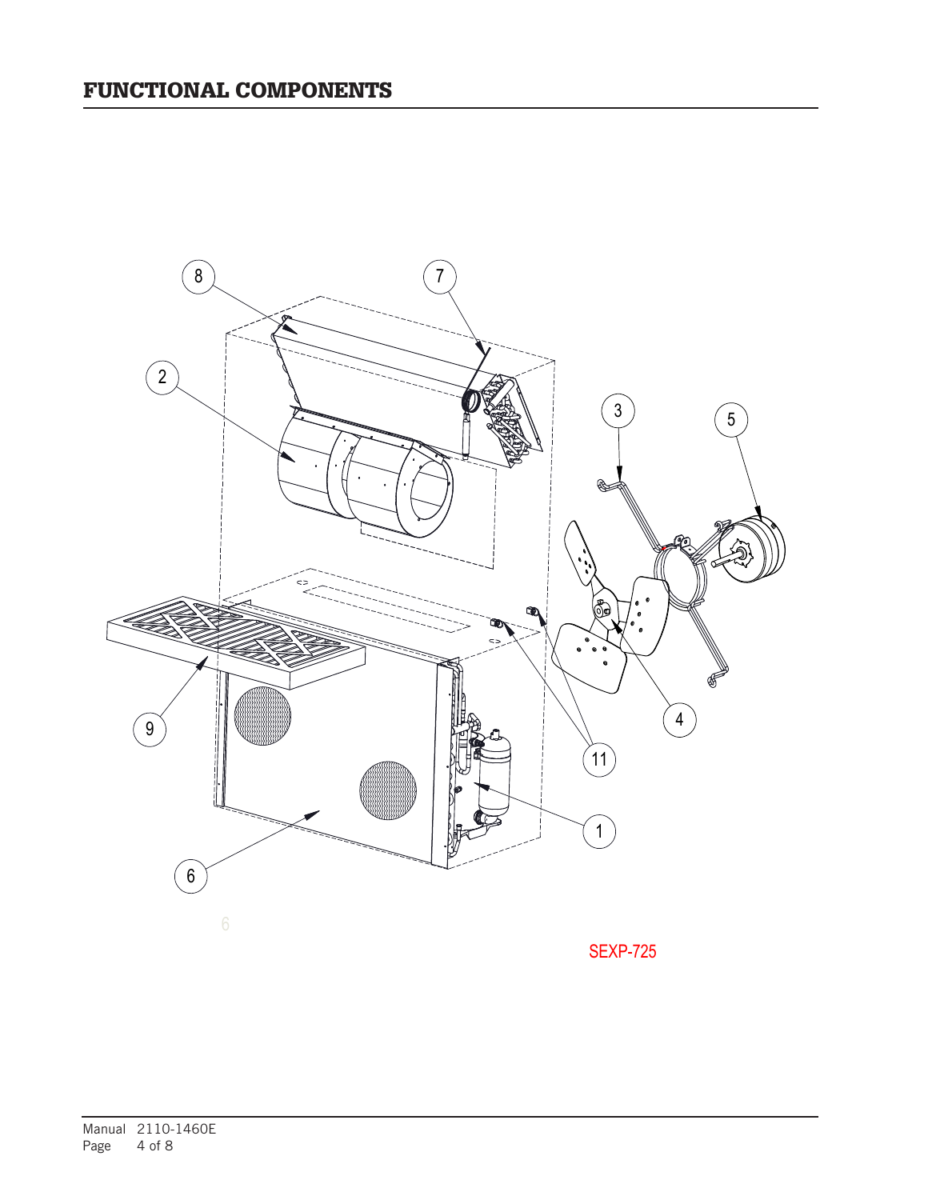# FUNCTIONAL COMPONENTS

SEXP-725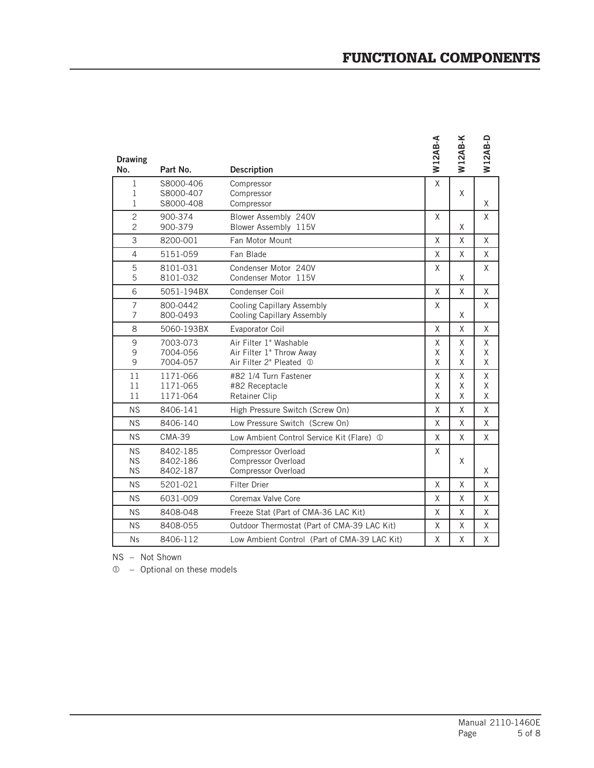# FUNCTIONAL COMPONENTS

| Drawing No. | Part No. | Description | W12AB-A | W12AB-K | W12AB-D |
|---|---|---|---|---|---|
| 1 | S8000-406 | Compressor | X | | |
| 1 | S8000-407 | Compressor | | X | |
| 1 | S8000-408 | Compressor | | | X |
| 2 | 900-374 | Blower Assembly 240V | X | | X |
| 2 | 900-379 | Blower Assembly 115V | | X | |
| 3 | 8200-001 | Fan Motor Mount | X | X | X |
| 4 | 5151-059 | Fan Blade | X | X | X |
| 5 | 8101-031 | Condenser Motor 240V | X | | X |
| 5 | 8101-032 | Condenser Motor 115V | | X | |
| 6 | 5051-194BX | Condenser Coil | X | X | X |
| 7 | 800-0442 | Cooling Capillary Assembly | X | | X |
| 7 | 800-0493 | Cooling Capillary Assembly | | X | |
| 8 | 5060-193BX | Evaporator Coil | X | X | X |
| 9 | 7003-073 | Air Filter 1" Washable | X | X | X |
| 9 | 7004-056 | Air Filter 1" Throw Away | X | X | X |
| 9 | 7004-057 | Air Filter 2" Pleated ① | X | X | X |
| 11 | 1171-066 | #82 1/4 Turn Fastener | X | X | X |
| 11 | 1171-065 | #82 Receptacle | X | X | X |
| 11 | 1171-064 | Retainer Clip | X | X | X |
| NS | 8406-141 | High Pressure Switch (Screw On) | X | X | X |
| NS | 8406-140 | Low Pressure Switch (Screw On) | X | X | X |
| NS | CMA-39 | Low Ambient Control Service Kit (Flare) ① | X | X | X |
| NS | 8402-185 | Compressor Overload | X | | |
| NS | 8402-186 | Compressor Overload | | X | |
| NS | 8402-187 | Compressor Overload | | | X |
| NS | 5201-021 | Filter Drier | X | X | X |
| NS | 6031-009 | Coremax Valve Core | X | X | X |
| NS | 8408-048 | Freeze Stat (Part of CMA-36 LAC Kit) | X | X | X |
| NS | 8408-055 | Outdoor Thermostat (Part of CMA-39 LAC Kit) | X | X | X |
| Ns | 8406-112 | Low Ambient Control (Part of CMA-39 LAC Kit) | X | X | X |

NS – Not Shown

① – Optional on these models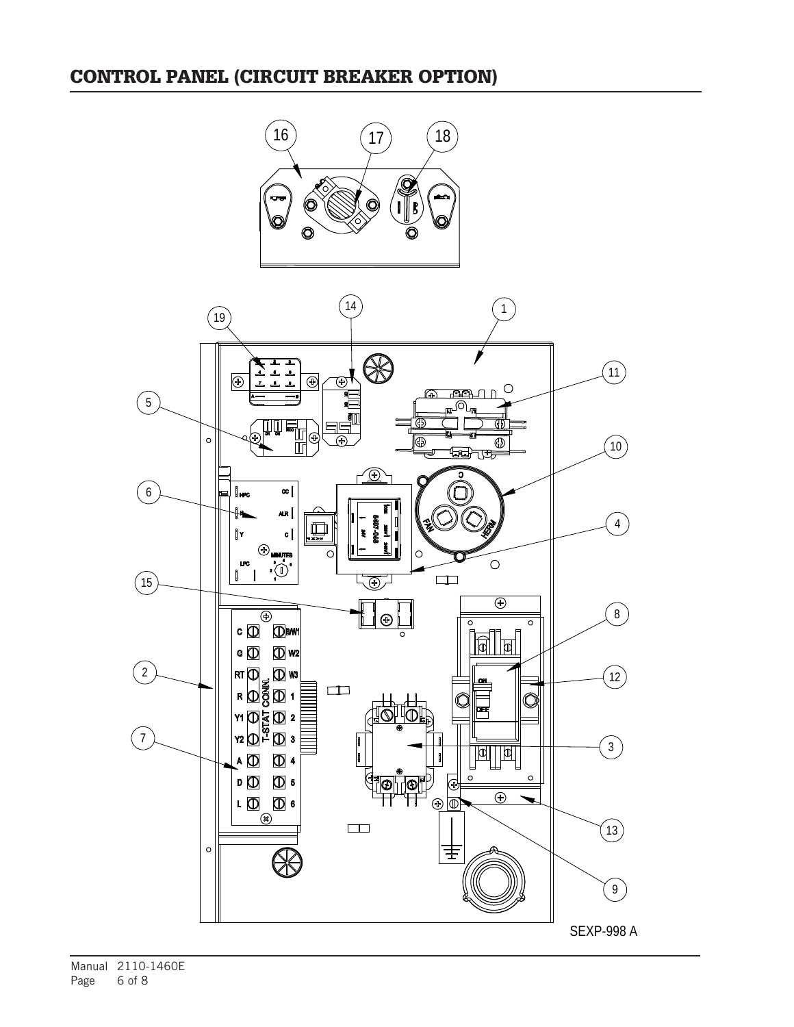## CONTROL PANEL (CIRCUIT BREAKER OPTION)

SEXP-998 A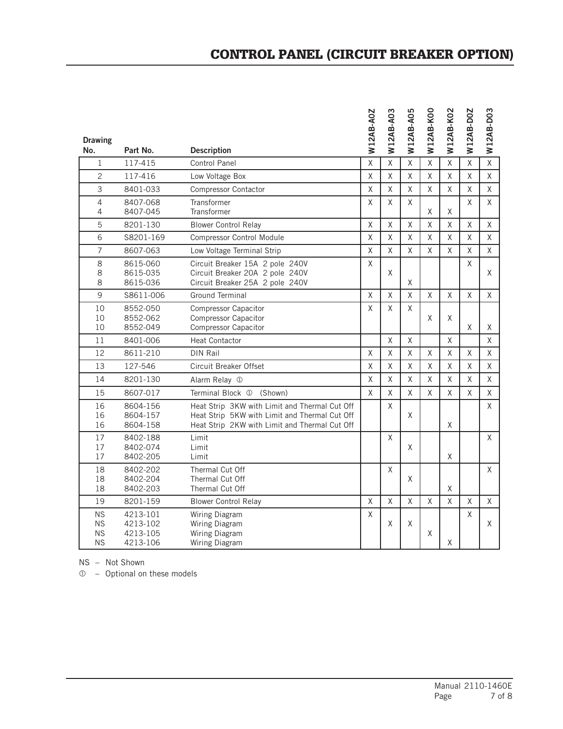# CONTROL PANEL (CIRCUIT BREAKER OPTION)

| Drawing No. | Part No. | Description | W12AB-A0Z | W12AB-A03 | W12AB-A05 | W12AB-K00 | W12AB-K02 | W12AB-D0Z | W12AB-D03 |
|---|---|---|---|---|---|---|---|---|---|
| 1 | 117-415 | Control Panel | X | X | X | X | X | X | X |
| 2 | 117-416 | Low Voltage Box | X | X | X | X | X | X | X |
| 3 | 8401-033 | Compressor Contactor | X | X | X | X | X | X | X |
| 4 | 8407-068 | Transformer | X | X | X | | | X | X |
| 4 | 8407-045 | Transformer | | | | X | X | | |
| 5 | 8201-130 | Blower Control Relay | X | X | X | X | X | X | X |
| 6 | S8201-169 | Compressor Control Module | X | X | X | X | X | X | X |
| 7 | 8607-063 | Low Voltage Terminal Strip | X | X | X | X | X | X | X |
| 8 | 8615-060 | Circuit Breaker 15A 2 pole 240V | X | | | | | X | |
| 8 | 8615-035 | Circuit Breaker 20A 2 pole 240V | | X | | | | | X |
| 8 | 8615-036 | Circuit Breaker 25A 2 pole 240V | | | X | | | | |
| 9 | S8611-006 | Ground Terminal | X | X | X | X | X | X | X |
| 10 | 8552-050 | Compressor Capacitor | X | X | X | | | | |
| 10 | 8552-062 | Compressor Capacitor | | | | X | X | | |
| 10 | 8552-049 | Compressor Capacitor | | | | | | X | X |
| 11 | 8401-006 | Heat Contactor | | X | X | | X | | X |
| 12 | 8611-210 | DIN Rail | X | X | X | X | X | X | X |
| 13 | 127-546 | Circuit Breaker Offset | X | X | X | X | X | X | X |
| 14 | 8201-130 | Alarm Relay ① | X | X | X | X | X | X | X |
| 15 | 8607-017 | Terminal Block ① (Shown) | X | X | X | X | X | X | X |
| 16 | 8604-156 | Heat Strip 3KW with Limit and Thermal Cut Off | | X | | | | | X |
| 16 | 8604-157 | Heat Strip 5KW with Limit and Thermal Cut Off | | | X | | | | |
| 16 | 8604-158 | Heat Strip 2KW with Limit and Thermal Cut Off | | | | | X | | |
| 17 | 8402-188 | Limit | | X | | | | | X |
| 17 | 8402-074 | Limit | | | X | | | | |
| 17 | 8402-205 | Limit | | | | | X | | |
| 18 | 8402-202 | Thermal Cut Off | | X | | | | | X |
| 18 | 8402-204 | Thermal Cut Off | | | X | | | | |
| 18 | 8402-203 | Thermal Cut Off | | | | | X | | |
| 19 | 8201-159 | Blower Control Relay | X | X | X | X | X | X | X |
| NS | 4213-101 | Wiring Diagram | X | | | | | X | |
| NS | 4213-102 | Wiring Diagram | | X | X | | | | X |
| NS | 4213-105 | Wiring Diagram | | | | X | | | |
| NS | 4213-106 | Wiring Diagram | | | | | X | | |

NS – Not Shown

① – Optional on these models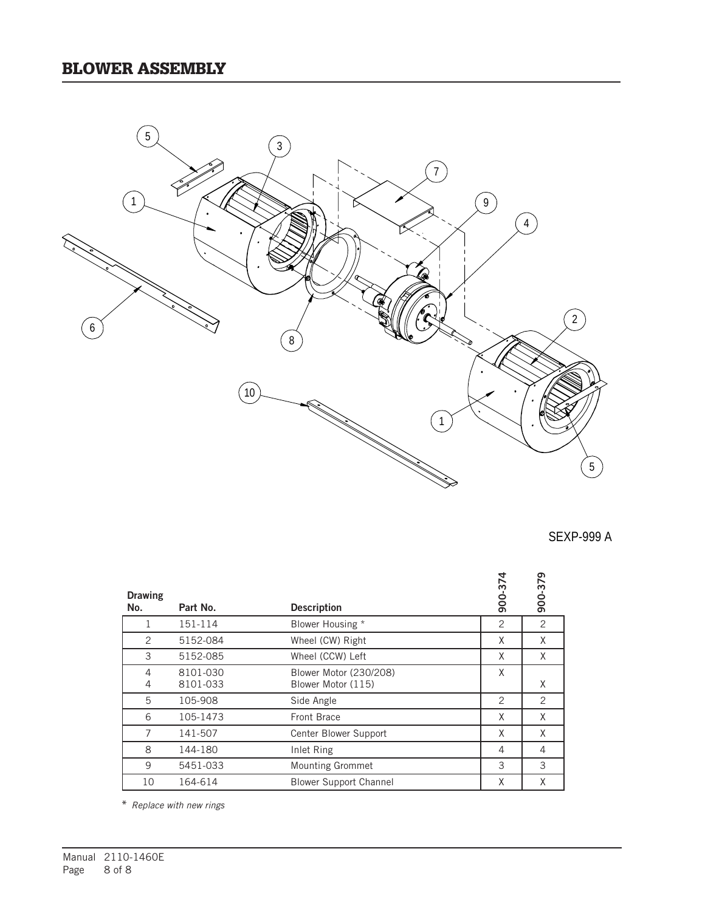# BLOWER ASSEMBLY

SEXP-999 A

| Drawing No. | Part No. | Description | 900-374 | 900-379 |
|---|---|---|---|---|
| 1 | 151-114 | Blower Housing * | 2 | 2 |
| 2 | 5152-084 | Wheel (CW) Right | X | X |
| 3 | 5152-085 | Wheel (CCW) Left | X | X |
| 4 | 8101-030 | Blower Motor (230/208) | X | |
| 4 | 8101-033 | Blower Motor (115) | | X |
| 5 | 105-908 | Side Angle | 2 | 2 |
| 6 | 105-1473 | Front Brace | X | X |
| 7 | 141-507 | Center Blower Support | X | X |
| 8 | 144-180 | Inlet Ring | 4 | 4 |
| 9 | 5451-033 | Mounting Grommet | 3 | 3 |
| 10 | 164-614 | Blower Support Channel | X | X |

* *Replace with new rings*

Manual 2110-1460E